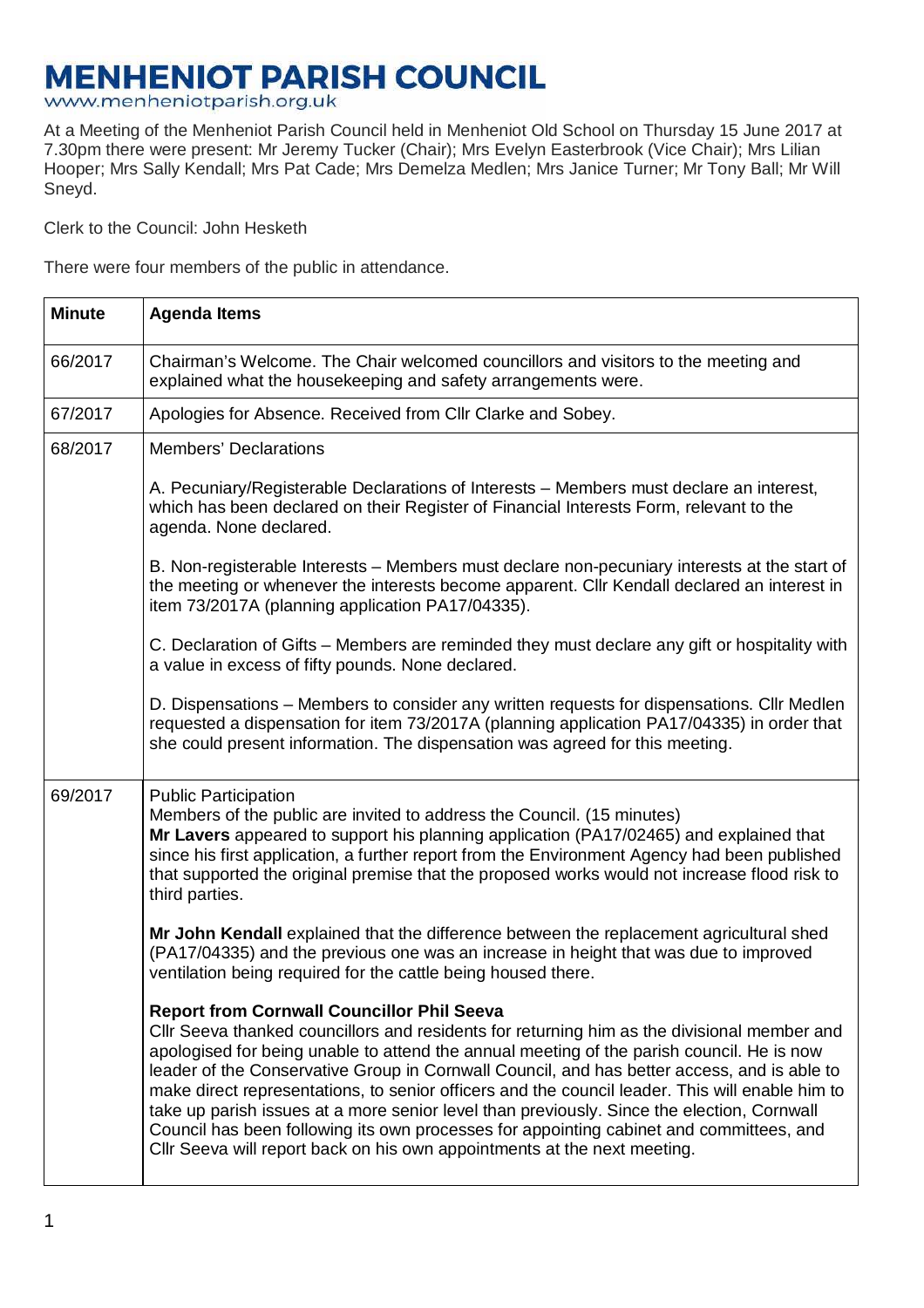# MENHENIOT PARISH COUNCIL

www.menheniotparish.org.uk

At a Meeting of the Menheniot Parish Council held in Menheniot Old School on Thursday 15 June 2017 at 7.30pm there were present: Mr Jeremy Tucker (Chair); Mrs Evelyn Easterbrook (Vice Chair); Mrs Lilian Hooper; Mrs Sally Kendall; Mrs Pat Cade; Mrs Demelza Medlen; Mrs Janice Turner; Mr Tony Ball; Mr Will Sneyd.

Clerk to the Council: John Hesketh

There were four members of the public in attendance.

| Minute | Agenda Items |
|---|---|
| 66/2017 | Chairman's Welcome. The Chair welcomed councillors and visitors to the meeting and explained what the housekeeping and safety arrangements were. |
| 67/2017 | Apologies for Absence. Received from Cllr Clarke and Sobey. |
| 68/2017 | Members' Declarations<br><br>A. Pecuniary/Registerable Declarations of Interests – Members must declare an interest, which has been declared on their Register of Financial Interests Form, relevant to the agenda. None declared.<br><br>B. Non-registerable Interests – Members must declare non-pecuniary interests at the start of the meeting or whenever the interests become apparent. Cllr Kendall declared an interest in item 73/2017A (planning application PA17/04335).<br><br>C. Declaration of Gifts – Members are reminded they must declare any gift or hospitality with a value in excess of fifty pounds. None declared.<br><br>D. Dispensations – Members to consider any written requests for dispensations. Cllr Medlen requested a dispensation for item 73/2017A (planning application PA17/04335) in order that she could present information. The dispensation was agreed for this meeting. |
| 69/2017 | Public Participation<br>Members of the public are invited to address the Council. (15 minutes)<br>**Mr Lavers** appeared to support his planning application (PA17/02465) and explained that since his first application, a further report from the Environment Agency had been published that supported the original premise that the proposed works would not increase flood risk to third parties.<br><br>**Mr John Kendall** explained that the difference between the replacement agricultural shed (PA17/04335) and the previous one was an increase in height that was due to improved ventilation being required for the cattle being housed there.<br><br>**Report from Cornwall Councillor Phil Seeva**<br>Cllr Seeva thanked councillors and residents for returning him as the divisional member and apologised for being unable to attend the annual meeting of the parish council. He is now leader of the Conservative Group in Cornwall Council, and has better access, and is able to make direct representations, to senior officers and the council leader. This will enable him to take up parish issues at a more senior level than previously. Since the election, Cornwall Council has been following its own processes for appointing cabinet and committees, and Cllr Seeva will report back on his own appointments at the next meeting. |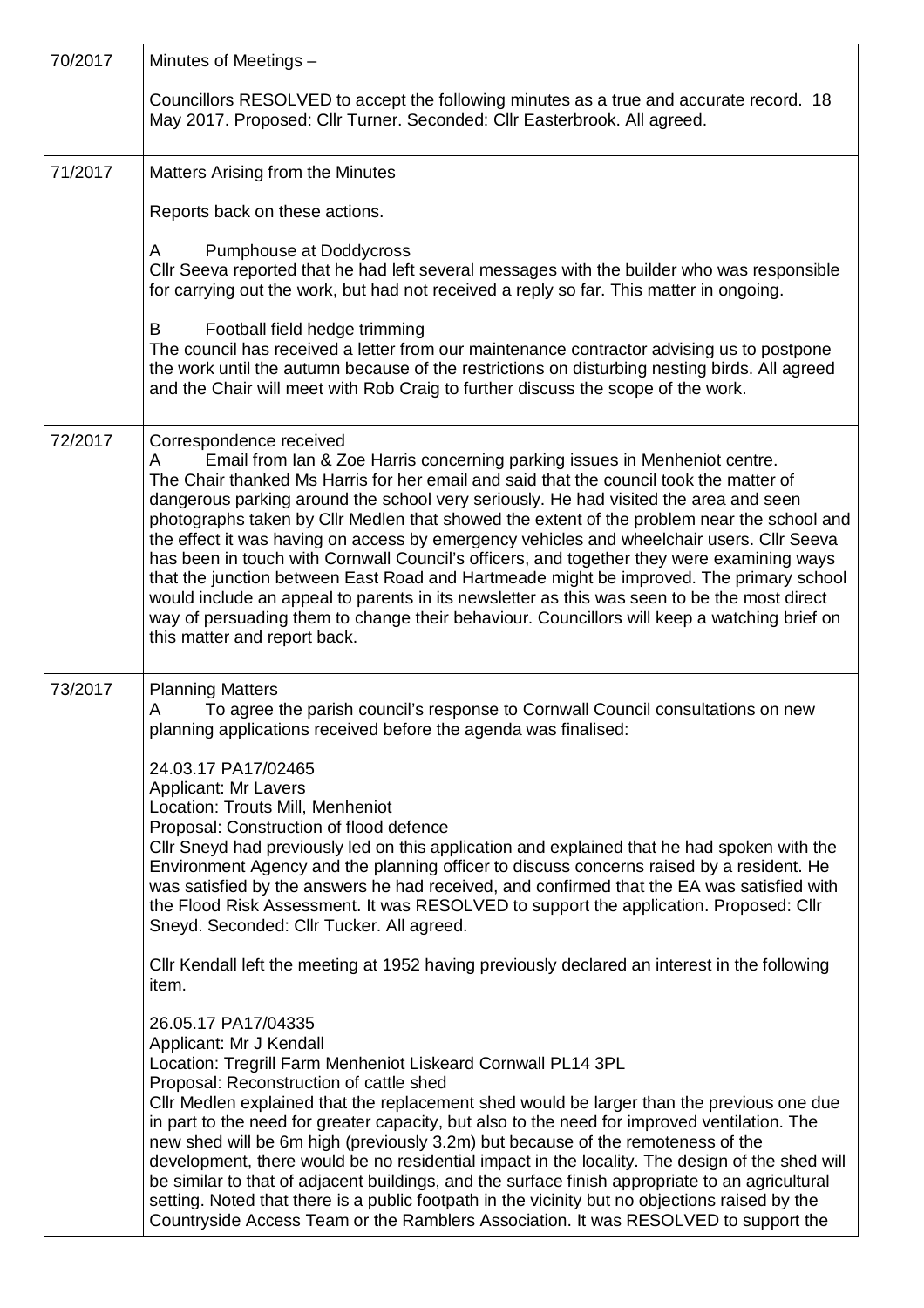| 70/2017 | Minutes of Meetings –<br><br>Councillors RESOLVED to accept the following minutes as a true and accurate record. 18 May 2017. Proposed: Cllr Turner. Seconded: Cllr Easterbrook. All agreed. |
|---|---|
| 71/2017 | Matters Arising from the Minutes<br><br>Reports back on these actions.<br><br>A Pumphouse at Doddycross<br>Cllr Seeva reported that he had left several messages with the builder who was responsible for carrying out the work, but had not received a reply so far. This matter in ongoing.<br><br>B Football field hedge trimming<br>The council has received a letter from our maintenance contractor advising us to postpone the work until the autumn because of the restrictions on disturbing nesting birds. All agreed and the Chair will meet with Rob Craig to further discuss the scope of the work. |
| 72/2017 | Correspondence received<br>A Email from Ian & Zoe Harris concerning parking issues in Menheniot centre.<br>The Chair thanked Ms Harris for her email and said that the council took the matter of dangerous parking around the school very seriously. He had visited the area and seen photographs taken by Cllr Medlen that showed the extent of the problem near the school and the effect it was having on access by emergency vehicles and wheelchair users. Cllr Seeva has been in touch with Cornwall Council's officers, and together they were examining ways that the junction between East Road and Hartmeade might be improved. The primary school would include an appeal to parents in its newsletter as this was seen to be the most direct way of persuading them to change their behaviour. Councillors will keep a watching brief on this matter and report back. |
| 73/2017 | Planning Matters<br>A To agree the parish council's response to Cornwall Council consultations on new planning applications received before the agenda was finalised:<br><br>24.03.17 PA17/02465<br>Applicant: Mr Lavers<br>Location: Trouts Mill, Menheniot<br>Proposal: Construction of flood defence<br>Cllr Sneyd had previously led on this application and explained that he had spoken with the Environment Agency and the planning officer to discuss concerns raised by a resident. He was satisfied by the answers he had received, and confirmed that the EA was satisfied with the Flood Risk Assessment. It was RESOLVED to support the application. Proposed: Cllr Sneyd. Seconded: Cllr Tucker. All agreed.<br><br>Cllr Kendall left the meeting at 1952 having previously declared an interest in the following item.<br><br>26.05.17 PA17/04335<br>Applicant: Mr J Kendall<br>Location: Tregrill Farm Menheniot Liskeard Cornwall PL14 3PL<br>Proposal: Reconstruction of cattle shed<br>Cllr Medlen explained that the replacement shed would be larger than the previous one due in part to the need for greater capacity, but also to the need for improved ventilation. The new shed will be 6m high (previously 3.2m) but because of the remoteness of the development, there would be no residential impact in the locality. The design of the shed will be similar to that of adjacent buildings, and the surface finish appropriate to an agricultural setting. Noted that there is a public footpath in the vicinity but no objections raised by the Countryside Access Team or the Ramblers Association. It was RESOLVED to support the |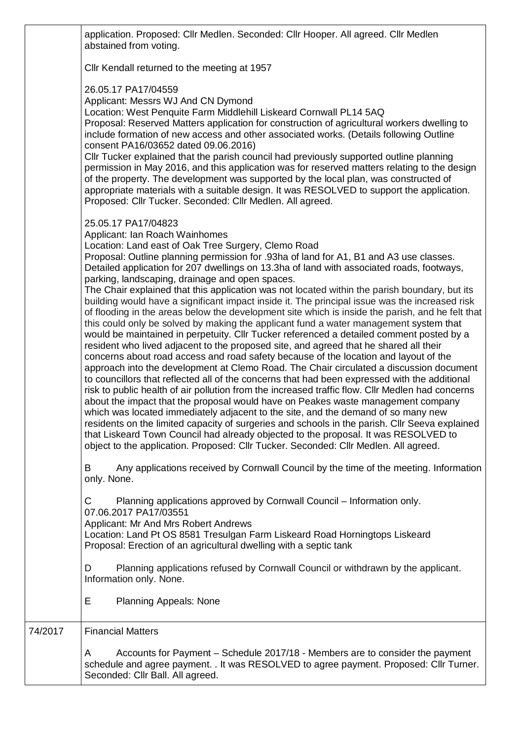|  |  |
|---|---|
|  | application. Proposed: Cllr Medlen. Seconded: Cllr Hooper. All agreed. Cllr Medlen abstained from voting.<br><br>Cllr Kendall returned to the meeting at 1957<br><br>26.05.17 PA17/04559<br>Applicant: Messrs WJ And CN Dymond<br>Location: West Penquite Farm Middlehill Liskeard Cornwall PL14 5AQ<br>Proposal: Reserved Matters application for construction of agricultural workers dwelling to include formation of new access and other associated works. (Details following Outline consent PA16/03652 dated 09.06.2016)<br>Cllr Tucker explained that the parish council had previously supported outline planning permission in May 2016, and this application was for reserved matters relating to the design of the property. The development was supported by the local plan, was constructed of appropriate materials with a suitable design. It was RESOLVED to support the application. Proposed: Cllr Tucker. Seconded: Cllr Medlen. All agreed.<br><br>25.05.17 PA17/04823<br>Applicant: Ian Roach Wainhomes<br>Location: Land east of Oak Tree Surgery, Clemo Road<br>Proposal: Outline planning permission for .93ha of land for A1, B1 and A3 use classes. Detailed application for 207 dwellings on 13.3ha of land with associated roads, footways, parking, landscaping, drainage and open spaces.<br>The Chair explained that this application was not located within the parish boundary, but its building would have a significant impact inside it. The principal issue was the increased risk of flooding in the areas below the development site which is inside the parish, and he felt that this could only be solved by making the applicant fund a water management system that would be maintained in perpetuity. Cllr Tucker referenced a detailed comment posted by a resident who lived adjacent to the proposed site, and agreed that he shared all their concerns about road access and road safety because of the location and layout of the approach into the development at Clemo Road. The Chair circulated a discussion document to councillors that reflected all of the concerns that had been expressed with the additional risk to public health of air pollution from the increased traffic flow. Cllr Medlen had concerns about the impact that the proposal would have on Peakes waste management company which was located immediately adjacent to the site, and the demand of so many new residents on the limited capacity of surgeries and schools in the parish. Cllr Seeva explained that Liskeard Town Council had already objected to the proposal. It was RESOLVED to object to the application. Proposed: Cllr Tucker. Seconded: Cllr Medlen. All agreed.<br><br>B Any applications received by Cornwall Council by the time of the meeting. Information only. None.<br><br>C Planning applications approved by Cornwall Council – Information only.<br>07.06.2017 PA17/03551<br>Applicant: Mr And Mrs Robert Andrews<br>Location: Land Pt OS 8581 Tresulgan Farm Liskeard Road Horningtops Liskeard<br>Proposal: Erection of an agricultural dwelling with a septic tank<br><br>D Planning applications refused by Cornwall Council or withdrawn by the applicant. Information only. None.<br><br>E Planning Appeals: None |
| 74/2017 | Financial Matters<br><br>A Accounts for Payment – Schedule 2017/18 - Members are to consider the payment schedule and agree payment. . It was RESOLVED to agree payment. Proposed: Cllr Turner. Seconded: Cllr Ball. All agreed. |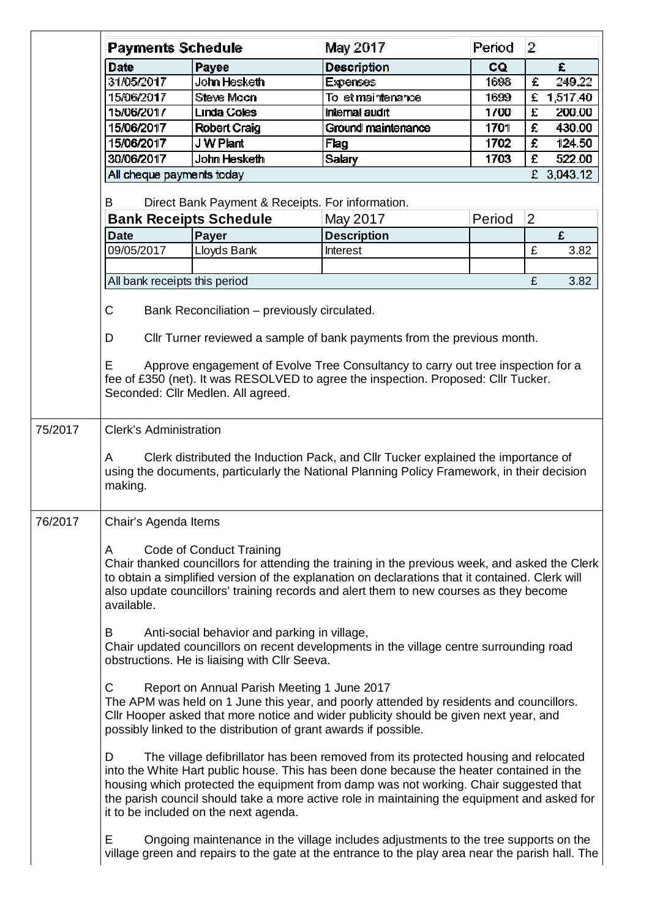| Payments Schedule | | May 2017 | Period | 2 |
|---|---|---|---|---|
| **Date** | **Payee** | **Description** | **CQ** | **£** |
| 31/05/2017 | John Hesketh | Expenses | 1698 | £ 249.22 |
| 15/06/2017 | Steve Moon | Toilet maintenance | 1699 | £ 1,517.40 |
| 15/06/2017 | Linda Coles | Internal audit | 1700 | £ 200.00 |
| 15/06/2017 | Robert Craig | Ground maintenance | 1701 | £ 430.00 |
| 15/06/2017 | J W Plant | Flag | 1702 | £ 124.50 |
| 30/06/2017 | John Hesketh | Salary | 1703 | £ 522.00 |
| All cheque payments today | | | | £ 3,043.12 |

B Direct Bank Payment & Receipts. For information.

| Bank Receipts Schedule | | May 2017 | Period | 2 |
|---|---|---|---|---|
| **Date** | **Payer** | **Description** | | **£** |
| 09/05/2017 | Lloyds Bank | Interest | | £ 3.82 |
| | | | | |
| All bank receipts this period | | | | £ 3.82 |

C Bank Reconciliation – previously circulated.

D Cllr Turner reviewed a sample of bank payments from the previous month.

E Approve engagement of Evolve Tree Consultancy to carry out tree inspection for a fee of £350 (net). It was RESOLVED to agree the inspection. Proposed: Cllr Tucker. Seconded: Cllr Medlen. All agreed.

**75/2017** Clerk's Administration

A Clerk distributed the Induction Pack, and Cllr Tucker explained the importance of using the documents, particularly the National Planning Policy Framework, in their decision making.

**76/2017** Chair's Agenda Items

A Code of Conduct Training
Chair thanked councillors for attending the training in the previous week, and asked the Clerk to obtain a simplified version of the explanation on declarations that it contained. Clerk will also update councillors' training records and alert them to new courses as they become available.

B Anti-social behavior and parking in village,
Chair updated councillors on recent developments in the village centre surrounding road obstructions. He is liaising with Cllr Seeva.

C Report on Annual Parish Meeting 1 June 2017
The APM was held on 1 June this year, and poorly attended by residents and councillors. Cllr Hooper asked that more notice and wider publicity should be given next year, and possibly linked to the distribution of grant awards if possible.

D The village defibrillator has been removed from its protected housing and relocated into the White Hart public house. This has been done because the heater contained in the housing which protected the equipment from damp was not working. Chair suggested that the parish council should take a more active role in maintaining the equipment and asked for it to be included on the next agenda.

E Ongoing maintenance in the village includes adjustments to the tree supports on the village green and repairs to the gate at the entrance to the play area near the parish hall. The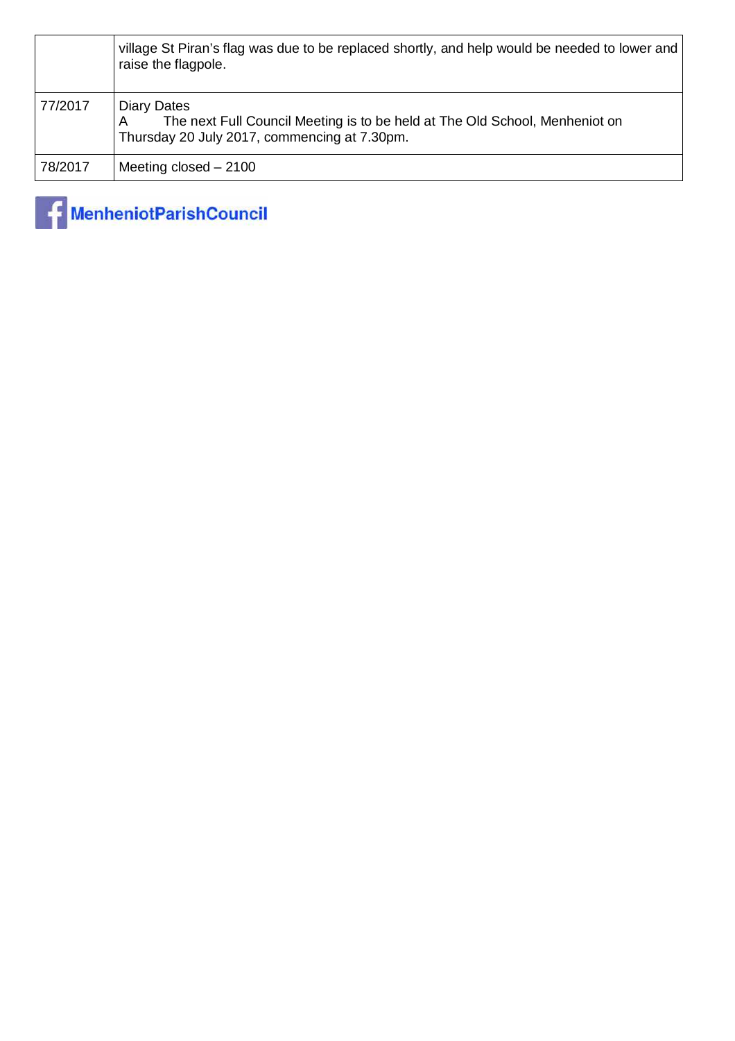| | |
|---|---|
| | village St Piran's flag was due to be replaced shortly, and help would be needed to lower and raise the flagpole. |
| 77/2017 | Diary Dates<br>A The next Full Council Meeting is to be held at The Old School, Menheniot on Thursday 20 July 2017, commencing at 7.30pm. |
| 78/2017 | Meeting closed – 2100 |

MenheniotParishCouncil